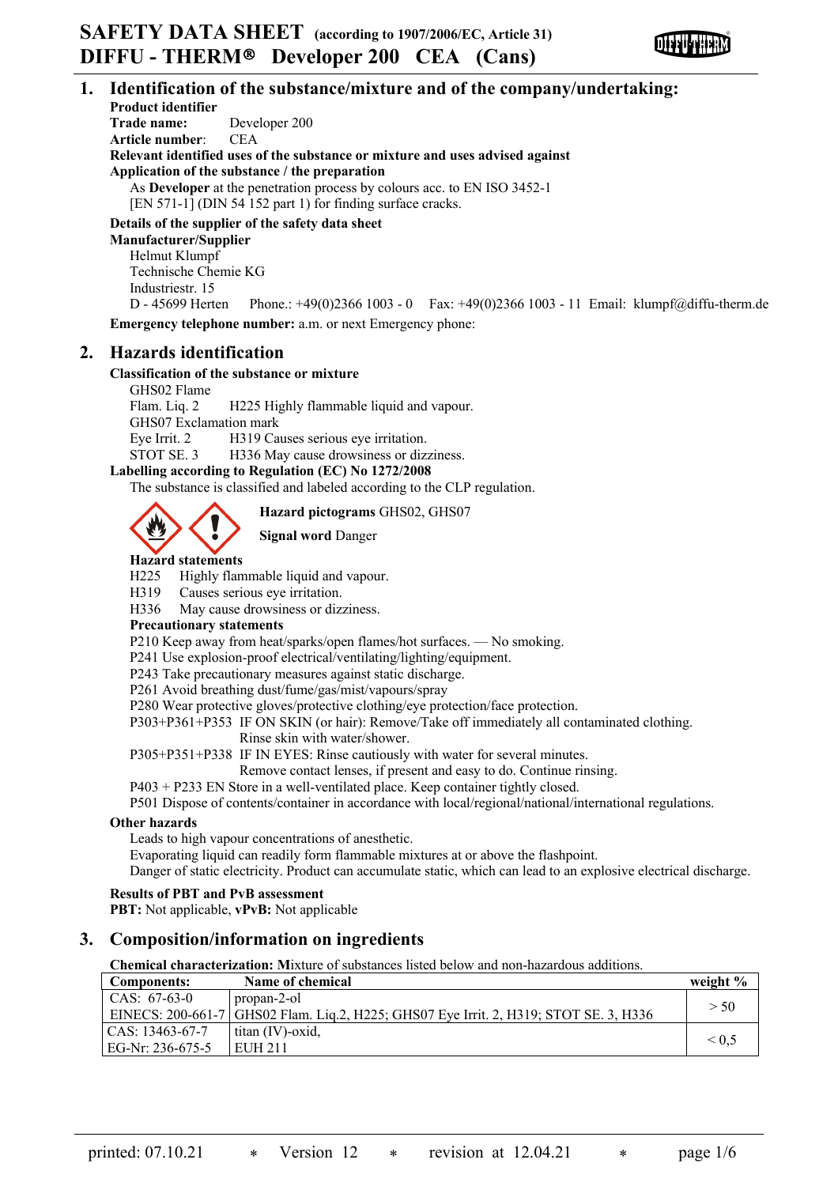# SAFETY DATA SHEET (according to 1907/2006/EC, Article 31)
# DIFFU - THERM® Developer 200 CEA (Cans)

## 1. Identification of the substance/mixture and of the company/undertaking:

**Product identifier**

**Trade name:** Developer 200

**Article number**: CEA

**Relevant identified uses of the substance or mixture and uses advised against**

**Application of the substance / the preparation**

As **Developer** at the penetration process by colours acc. to EN ISO 3452-1 [EN 571-1] (DIN 54 152 part 1) for finding surface cracks.

**Details of the supplier of the safety data sheet**

**Manufacturer/Supplier**

Helmut Klumpf
Technische Chemie KG
Industriestr. 15
D - 45699 Herten Phone.: +49(0)2366 1003 - 0 Fax: +49(0)2366 1003 - 11 Email: klumpf@diffu-therm.de

**Emergency telephone number:** a.m. or next Emergency phone:

## 2. Hazards identification

**Classification of the substance or mixture**

GHS02 Flame
Flam. Liq. 2 H225 Highly flammable liquid and vapour.
GHS07 Exclamation mark
Eye Irrit. 2 H319 Causes serious eye irritation.
STOT SE. 3 H336 May cause drowsiness or dizziness.

**Labelling according to Regulation (EC) No 1272/2008**

The substance is classified and labeled according to the CLP regulation.

**Hazard pictograms** GHS02, GHS07

**Signal word** Danger

**Hazard statements**

H225 Highly flammable liquid and vapour.
H319 Causes serious eye irritation.
H336 May cause drowsiness or dizziness.

**Precautionary statements**

P210 Keep away from heat/sparks/open flames/hot surfaces. — No smoking.
P241 Use explosion-proof electrical/ventilating/lighting/equipment.
P243 Take precautionary measures against static discharge.
P261 Avoid breathing dust/fume/gas/mist/vapours/spray
P280 Wear protective gloves/protective clothing/eye protection/face protection.
P303+P361+P353 IF ON SKIN (or hair): Remove/Take off immediately all contaminated clothing. Rinse skin with water/shower.
P305+P351+P338 IF IN EYES: Rinse cautiously with water for several minutes. Remove contact lenses, if present and easy to do. Continue rinsing.
P403 + P233 EN Store in a well-ventilated place. Keep container tightly closed.
P501 Dispose of contents/container in accordance with local/regional/national/international regulations.

**Other hazards**

Leads to high vapour concentrations of anesthetic.
Evaporating liquid can readily form flammable mixtures at or above the flashpoint.
Danger of static electricity. Product can accumulate static, which can lead to an explosive electrical discharge.

**Results of PBT and PvB assessment**

**PBT:** Not applicable, **vPvB:** Not applicable

## 3. Composition/information on ingredients

**Chemical characterization: M**ixture of substances listed below and non-hazardous additions.

| Components: | Name of chemical | weight % |
|---|---|---|
| CAS: 67-63-0<br>EINECS: 200-661-7 | propan-2-ol<br>GHS02 Flam. Liq.2, H225; GHS07 Eye Irrit. 2, H319; STOT SE. 3, H336 | > 50 |
| CAS: 13463-67-7<br>EG-Nr: 236-675-5 | titan (IV)-oxid,<br>EUH 211 | < 0,5 |

printed: 07.10.21 * Version 12 * revision at 12.04.21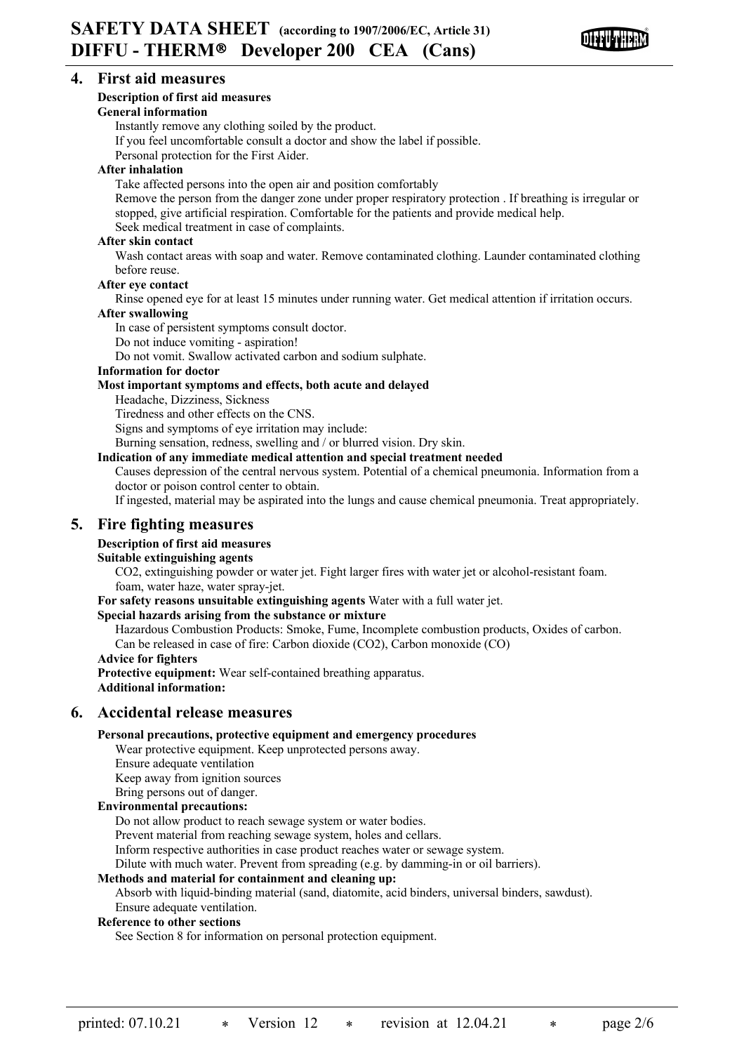## 4. First aid measures

**Description of first aid measures**

**General information**

Instantly remove any clothing soiled by the product.
If you feel uncomfortable consult a doctor and show the label if possible.
Personal protection for the First Aider.

**After inhalation**

Take affected persons into the open air and position comfortably
Remove the person from the danger zone under proper respiratory protection . If breathing is irregular or stopped, give artificial respiration. Comfortable for the patients and provide medical help.
Seek medical treatment in case of complaints.

**After skin contact**

Wash contact areas with soap and water. Remove contaminated clothing. Launder contaminated clothing before reuse.

**After eye contact**

Rinse opened eye for at least 15 minutes under running water. Get medical attention if irritation occurs.

**After swallowing**

In case of persistent symptoms consult doctor.
Do not induce vomiting - aspiration!
Do not vomit. Swallow activated carbon and sodium sulphate.

**Information for doctor**

**Most important symptoms and effects, both acute and delayed**

Headache, Dizziness, Sickness
Tiredness and other effects on the CNS.
Signs and symptoms of eye irritation may include:
Burning sensation, redness, swelling and / or blurred vision. Dry skin.

**Indication of any immediate medical attention and special treatment needed**

Causes depression of the central nervous system. Potential of a chemical pneumonia. Information from a doctor or poison control center to obtain.
If ingested, material may be aspirated into the lungs and cause chemical pneumonia. Treat appropriately.

## 5. Fire fighting measures

**Description of first aid measures**

**Suitable extinguishing agents**

CO2, extinguishing powder or water jet. Fight larger fires with water jet or alcohol-resistant foam.
foam, water haze, water spray-jet.

**For safety reasons unsuitable extinguishing agents** Water with a full water jet.

**Special hazards arising from the substance or mixture**

Hazardous Combustion Products: Smoke, Fume, Incomplete combustion products, Oxides of carbon.
Can be released in case of fire: Carbon dioxide ($CO_2$), Carbon monoxide (CO)

**Advice for fighters**

**Protective equipment:** Wear self-contained breathing apparatus.

**Additional information:**

## 6. Accidental release measures

**Personal precautions, protective equipment and emergency procedures**

Wear protective equipment. Keep unprotected persons away.
Ensure adequate ventilation
Keep away from ignition sources
Bring persons out of danger.

**Environmental precautions:**

Do not allow product to reach sewage system or water bodies.
Prevent material from reaching sewage system, holes and cellars.
Inform respective authorities in case product reaches water or sewage system.
Dilute with much water. Prevent from spreading (e.g. by damming-in or oil barriers).

**Methods and material for containment and cleaning up:**

Absorb with liquid-binding material (sand, diatomite, acid binders, universal binders, sawdust).
Ensure adequate ventilation.

**Reference to other sections**

See Section 8 for information on personal protection equipment.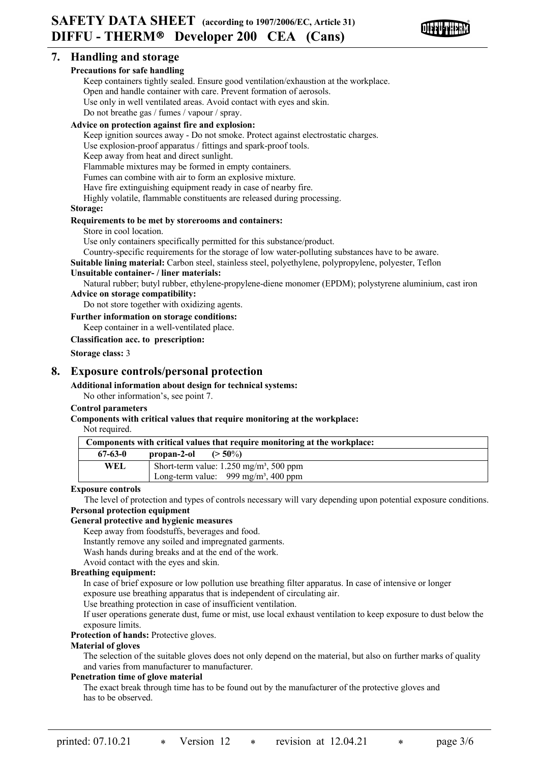## 7. Handling and storage

**Precautions for safe handling**

Keep containers tightly sealed. Ensure good ventilation/exhaustion at the workplace.
Open and handle container with care. Prevent formation of aerosols.
Use only in well ventilated areas. Avoid contact with eyes and skin.
Do not breathe gas / fumes / vapour / spray.

**Advice on protection against fire and explosion:**

Keep ignition sources away - Do not smoke. Protect against electrostatic charges.
Use explosion-proof apparatus / fittings and spark-proof tools.
Keep away from heat and direct sunlight.
Flammable mixtures may be formed in empty containers.
Fumes can combine with air to form an explosive mixture.
Have fire extinguishing equipment ready in case of nearby fire.
Highly volatile, flammable constituents are released during processing.

**Storage:**

**Requirements to be met by storerooms and containers:**

Store in cool location.
Use only containers specifically permitted for this substance/product.
Country-specific requirements for the storage of low water-polluting substances have to be aware.

**Suitable lining material:** Carbon steel, stainless steel, polyethylene, polypropylene, polyester, Teflon

**Unsuitable container- / liner materials:**

Natural rubber; butyl rubber, ethylene-propylene-diene monomer (EPDM); polystyrene aluminium, cast iron

**Advice on storage compatibility:**

Do not store together with oxidizing agents.

**Further information on storage conditions:**

Keep container in a well-ventilated place.

**Classification acc. to prescription:**

**Storage class:** 3

## 8. Exposure controls/personal protection

**Additional information about design for technical systems:**

No other information's, see point 7.

**Control parameters**

**Components with critical values that require monitoring at the workplace:**

Not required.

| Components with critical values that require monitoring at the workplace: | |
|---|---|
| **67-63-0** | **propan-2-ol (> 50%)** |
| **WEL** | Short-term value: 1.250 mg/m³, 500 ppm<br>Long-term value: 999 mg/m³, 400 ppm |

**Exposure controls**

The level of protection and types of controls necessary will vary depending upon potential exposure conditions.

**Personal protection equipment**

**General protective and hygienic measures**

Keep away from foodstuffs, beverages and food.
Instantly remove any soiled and impregnated garments.
Wash hands during breaks and at the end of the work.
Avoid contact with the eyes and skin.

**Breathing equipment:**

In case of brief exposure or low pollution use breathing filter apparatus. In case of intensive or longer exposure use breathing apparatus that is independent of circulating air.
Use breathing protection in case of insufficient ventilation.
If user operations generate dust, fume or mist, use local exhaust ventilation to keep exposure to dust below the exposure limits.

**Protection of hands:** Protective gloves.

**Material of gloves**

The selection of the suitable gloves does not only depend on the material, but also on further marks of quality and varies from manufacturer to manufacturer.

**Penetration time of glove material**

The exact break through time has to be found out by the manufacturer of the protective gloves and has to be observed.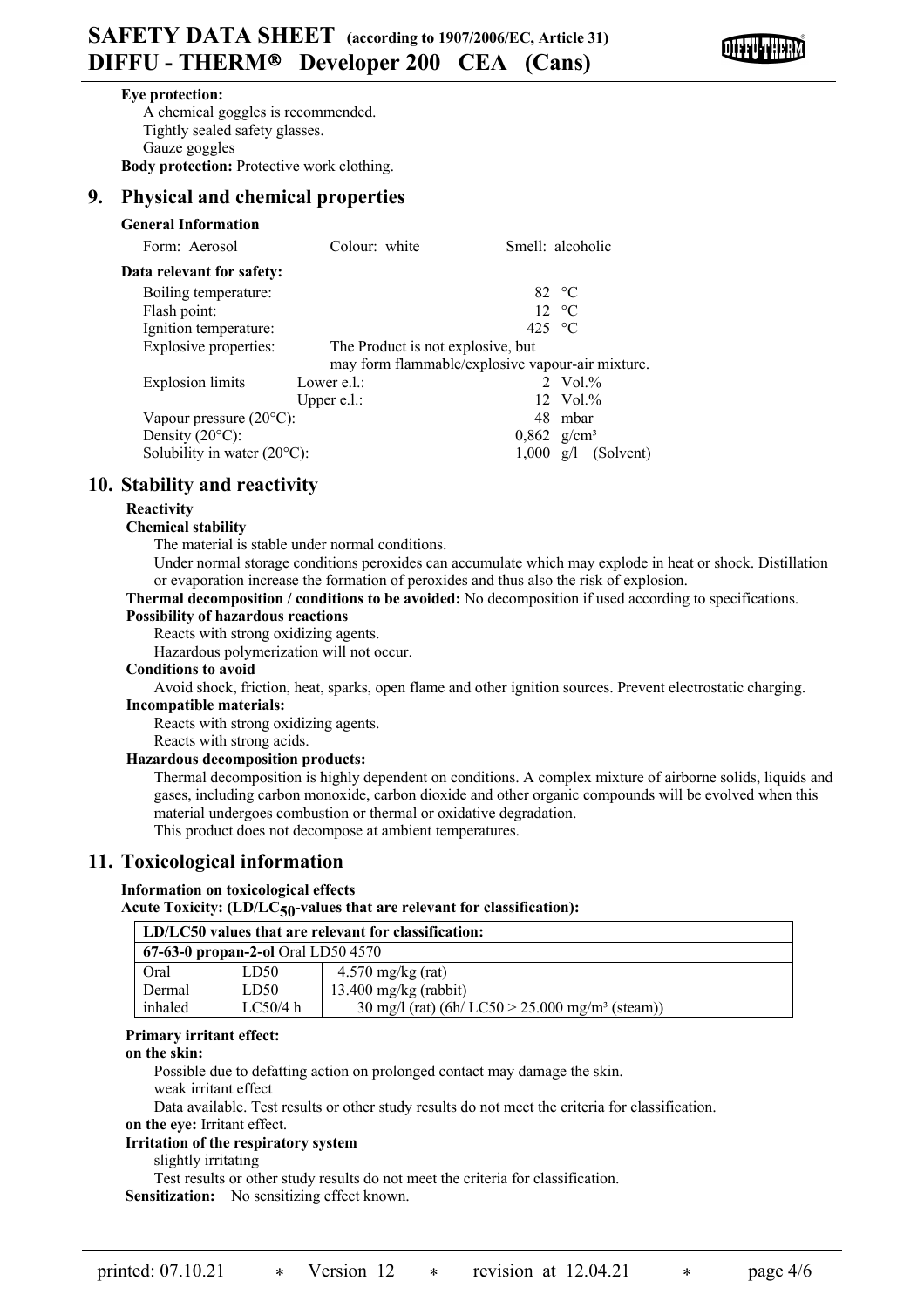**Eye protection:**
A chemical goggles is recommended.
Tightly sealed safety glasses.
Gauze goggles

**Body protection:** Protective work clothing.

## 9. Physical and chemical properties

**General Information**

Form: Aerosol    Colour: white    Smell: alcoholic

**Data relevant for safety:**

| | | |
|---|---|---|
| Boiling temperature: | | 82 °C |
| Flash point: | | 12 °C |
| Ignition temperature: | | 425 °C |
| Explosive properties: | The Product is not explosive, but may form flammable/explosive vapour-air mixture. | |
| Explosion limits | Lower e.l.: | 2 Vol.% |
| | Upper e.l.: | 12 Vol.% |
| Vapour pressure (20°C): | | 48 mbar |
| Density (20°C): | | 0,862 g/cm³ |
| Solubility in water (20°C): | | 1,000 g/l (Solvent) |

## 10. Stability and reactivity

**Reactivity**

**Chemical stability**

The material is stable under normal conditions.

Under normal storage conditions peroxides can accumulate which may explode in heat or shock. Distillation or evaporation increase the formation of peroxides and thus also the risk of explosion.

**Thermal decomposition / conditions to be avoided:** No decomposition if used according to specifications.

**Possibility of hazardous reactions**

Reacts with strong oxidizing agents.
Hazardous polymerization will not occur.

**Conditions to avoid**

Avoid shock, friction, heat, sparks, open flame and other ignition sources. Prevent electrostatic charging.

**Incompatible materials:**

Reacts with strong oxidizing agents.
Reacts with strong acids.

**Hazardous decomposition products:**

Thermal decomposition is highly dependent on conditions. A complex mixture of airborne solids, liquids and gases, including carbon monoxide, carbon dioxide and other organic compounds will be evolved when this material undergoes combustion or thermal or oxidative degradation.
This product does not decompose at ambient temperatures.

## 11. Toxicological information

**Information on toxicological effects**

**Acute Toxicity: (LD/$LC_{50}$-values that are relevant for classification):**

| LD/LC50 values that are relevant for classification: | | |
|---|---|---|
| **67-63-0 propan-2-ol** Oral LD50 4570 | | |
| Oral | LD50 | 4.570 mg/kg (rat) |
| Dermal | LD50 | 13.400 mg/kg (rabbit) |
| inhaled | LC50/4 h | 30 mg/l (rat) (6h/ LC50 > 25.000 mg/m³ (steam)) |

**Primary irritant effect:**

**on the skin:**

Possible due to defatting action on prolonged contact may damage the skin.
weak irritant effect
Data available. Test results or other study results do not meet the criteria for classification.

**on the eye:** Irritant effect.

**Irritation of the respiratory system**

slightly irritating
Test results or other study results do not meet the criteria for classification.

**Sensitization:** No sensitizing effect known.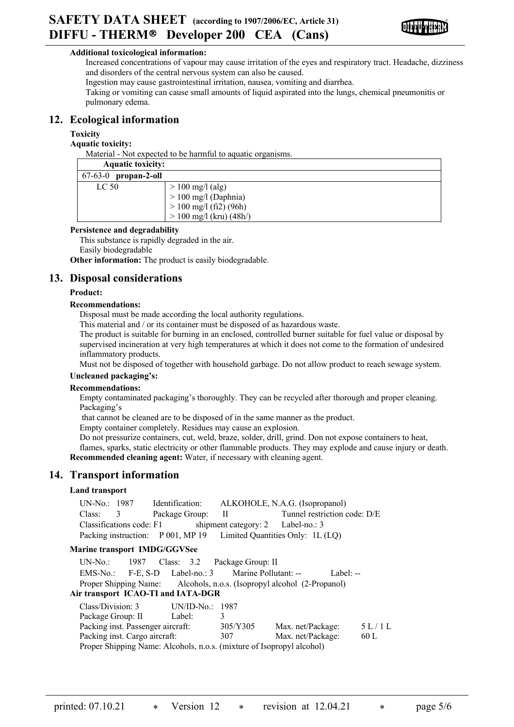**Additional toxicological information:**

Increased concentrations of vapour may cause irritation of the eyes and respiratory tract. Headache, dizziness and disorders of the central nervous system can also be caused.

Ingestion may cause gastrointestinal irritation, nausea, vomiting and diarrhea.

Taking or vomiting can cause small amounts of liquid aspirated into the lungs, chemical pneumonitis or pulmonary edema.

## 12. Ecological information

**Toxicity**

**Aquatic toxicity:**

Material - Not expected to be harmful to aquatic organisms.

| **Aquatic toxicity:** | |
|---|---|
| 67-63-0 **propan-2-oll** | |
| LC 50 | > 100 mg/l (alg)<br>> 100 mg/l (Daphnia)<br>> 100 mg/l (fi2) (96h)<br>> 100 mg/l (kru) (48h/) |

**Persistence and degradability**

This substance is rapidly degraded in the air.

Easily biodegradable

**Other information:** The product is easily biodegradable.

## 13. Disposal considerations

**Product:**

**Recommendations:**

Disposal must be made according the local authority regulations.

This material and / or its container must be disposed of as hazardous waste.

The product is suitable for burning in an enclosed, controlled burner suitable for fuel value or disposal by supervised incineration at very high temperatures at which it does not come to the formation of undesired inflammatory products.

Must not be disposed of together with household garbage. Do not allow product to reach sewage system.

**Uncleaned packaging's:**

**Recommendations:**

Empty contaminated packaging's thoroughly. They can be recycled after thorough and proper cleaning. Packaging's that cannot be cleaned are to be disposed of in the same manner as the product.

Empty container completely. Residues may cause an explosion.

Do not pressurize containers, cut, weld, braze, solder, drill, grind. Don not expose containers to heat, flames, sparks, static electricity or other flammable products. They may explode and cause injury or death.

**Recommended cleaning agent:** Water, if necessary with cleaning agent.

## 14. Transport information

**Land transport**

UN-No.: 1987 Identification: ALKOHOLE, N.A.G. (Isopropanol)
Class: 3 Package Group: II Tunnel restriction code: D/E
Classifications code: F1 shipment category: 2 Label-no.: 3
Packing instruction: P 001, MP 19 Limited Quantities Only: 1L (LQ)

**Marine transport IMDG/GGVSee**

UN-No.: 1987 Class: 3.2 Package Group: II
EMS-No.: F-E, S-D Label-no.: 3 Marine Pollutant: -- Label: --
Proper Shipping Name: Alcohols, n.o.s. (Isopropyl alcohol (2-Propanol)

**Air transport ICAO-TI and IATA-DGR**

Class/Division: 3 UN/ID-No.: 1987
Package Group: II Label: 3
Packing inst. Passenger aircraft: 305/Y305 Max. net/Package: 5 L / 1 L
Packing inst. Cargo aircraft: 307 Max. net/Package: 60 L
Proper Shipping Name: Alcohols, n.o.s. (mixture of Isopropyl alcohol)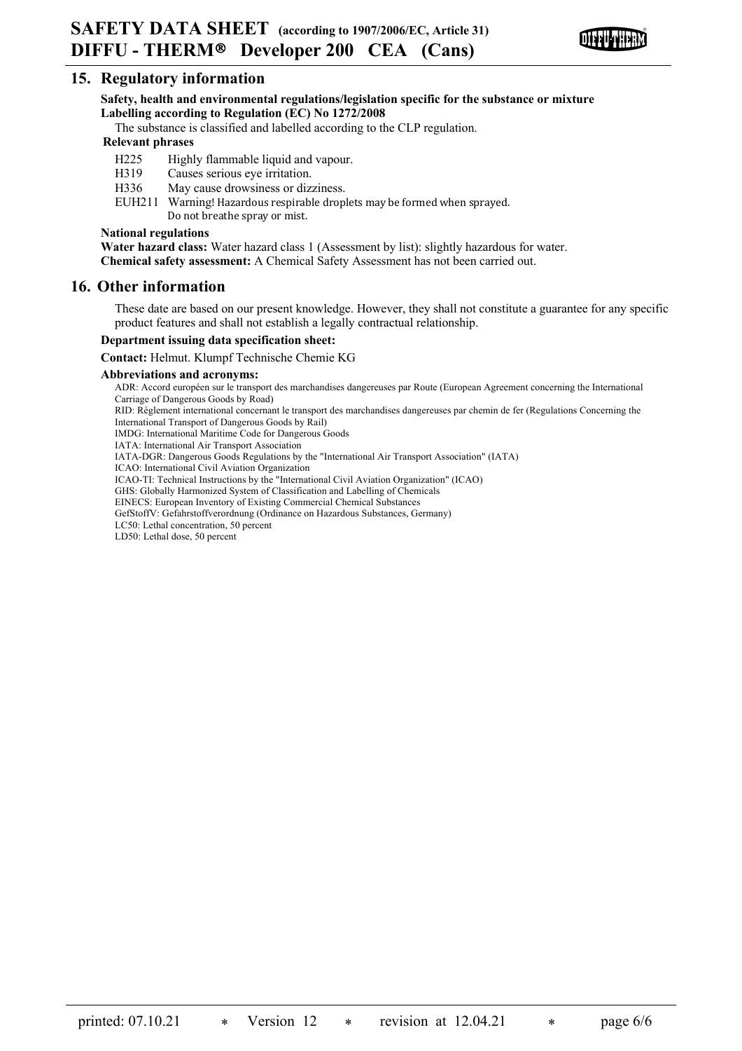## 15. Regulatory information

**Safety, health and environmental regulations/legislation specific for the substance or mixture**
**Labelling according to Regulation (EC) No 1272/2008**

The substance is classified and labelled according to the CLP regulation.

**Relevant phrases**

- H225 Highly flammable liquid and vapour.
- H319 Causes serious eye irritation.
- H336 May cause drowsiness or dizziness.
- EUH211 Warning! Hazardous respirable droplets may be formed when sprayed. Do not breathe spray or mist.

**National regulations**

**Water hazard class:** Water hazard class 1 (Assessment by list): slightly hazardous for water.
**Chemical safety assessment:** A Chemical Safety Assessment has not been carried out.

## 16. Other information

These date are based on our present knowledge. However, they shall not constitute a guarantee for any specific product features and shall not establish a legally contractual relationship.

**Department issuing data specification sheet:**

**Contact:** Helmut. Klumpf Technische Chemie KG

**Abbreviations and acronyms:**

ADR: Accord européen sur le transport des marchandises dangereuses par Route (European Agreement concerning the International Carriage of Dangerous Goods by Road)
RID: Règlement international concernant le transport des marchandises dangereuses par chemin de fer (Regulations Concerning the International Transport of Dangerous Goods by Rail)
IMDG: International Maritime Code for Dangerous Goods
IATA: International Air Transport Association
IATA-DGR: Dangerous Goods Regulations by the "International Air Transport Association" (IATA)
ICAO: International Civil Aviation Organization
ICAO-TI: Technical Instructions by the "International Civil Aviation Organization" (ICAO)
GHS: Globally Harmonized System of Classification and Labelling of Chemicals
EINECS: European Inventory of Existing Commercial Chemical Substances
GefStoffV: Gefahrstoffverordnung (Ordinance on Hazardous Substances, Germany)
LC50: Lethal concentration, 50 percent
LD50: Lethal dose, 50 percent